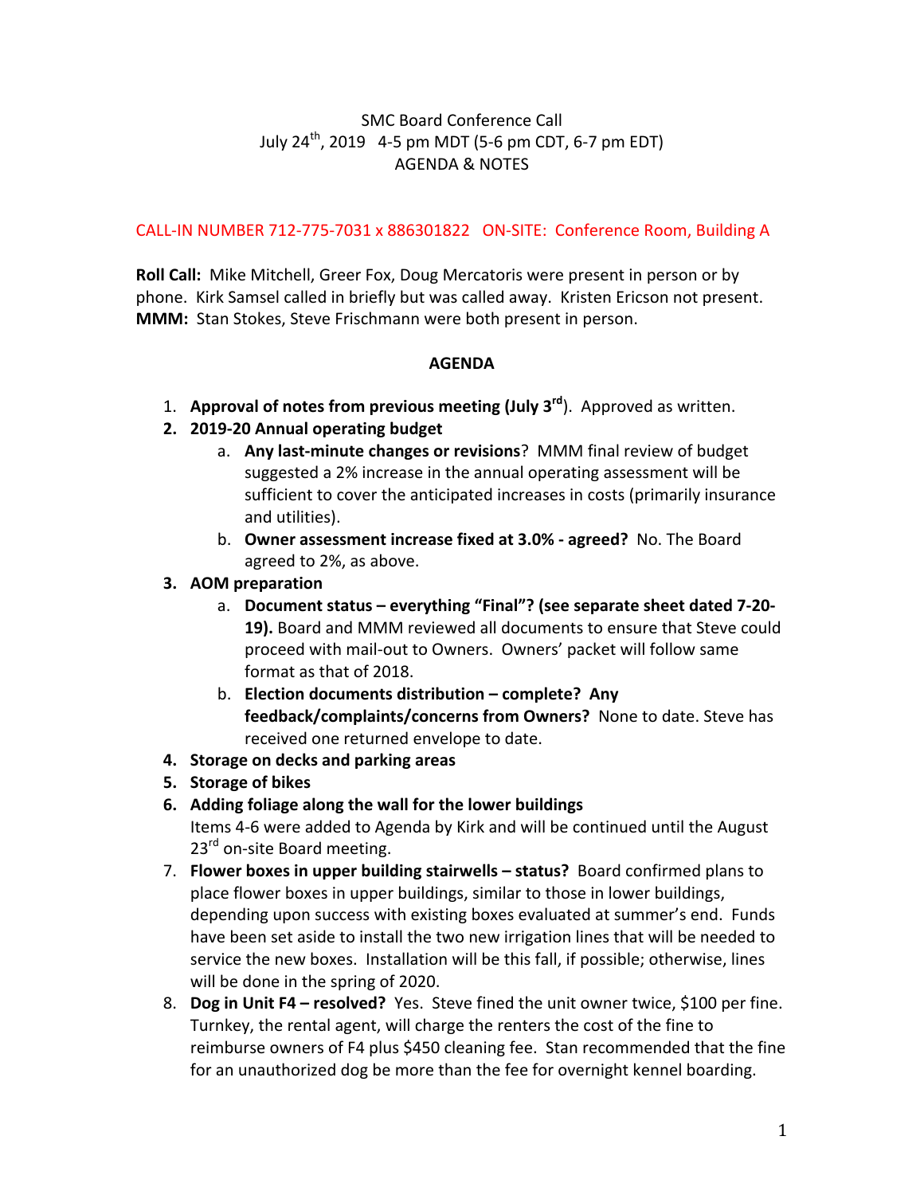SMC Board Conference Call
July 24th, 2019 4-5 pm MDT (5-6 pm CDT, 6-7 pm EDT)
AGENDA & NOTES

CALL-IN NUMBER 712-775-7031 x 886301822 ON-SITE: Conference Room, Building A

**Roll Call:** Mike Mitchell, Greer Fox, Doug Mercatoris were present in person or by phone. Kirk Samsel called in briefly but was called away. Kristen Ericson not present.
**MMM:** Stan Stokes, Steve Frischmann were both present in person.

## AGENDA

1. **Approval of notes from previous meeting (July 3rd)**. Approved as written.
2. **2019-20 Annual operating budget**
   a. **Any last-minute changes or revisions**? MMM final review of budget suggested a 2% increase in the annual operating assessment will be sufficient to cover the anticipated increases in costs (primarily insurance and utilities).
   b. **Owner assessment increase fixed at 3.0% - agreed?** No. The Board agreed to 2%, as above.
3. **AOM preparation**
   a. **Document status – everything "Final"? (see separate sheet dated 7-20-19).** Board and MMM reviewed all documents to ensure that Steve could proceed with mail-out to Owners. Owners' packet will follow same format as that of 2018.
   b. **Election documents distribution – complete? Any feedback/complaints/concerns from Owners?** None to date. Steve has received one returned envelope to date.
4. **Storage on decks and parking areas**
5. **Storage of bikes**
6. **Adding foliage along the wall for the lower buildings**
   Items 4-6 were added to Agenda by Kirk and will be continued until the August 23rd on-site Board meeting.
7. **Flower boxes in upper building stairwells – status?** Board confirmed plans to place flower boxes in upper buildings, similar to those in lower buildings, depending upon success with existing boxes evaluated at summer's end. Funds have been set aside to install the two new irrigation lines that will be needed to service the new boxes. Installation will be this fall, if possible; otherwise, lines will be done in the spring of 2020.
8. **Dog in Unit F4 – resolved?** Yes. Steve fined the unit owner twice, $100 per fine. Turnkey, the rental agent, will charge the renters the cost of the fine to reimburse owners of F4 plus $450 cleaning fee. Stan recommended that the fine for an unauthorized dog be more than the fee for overnight kennel boarding.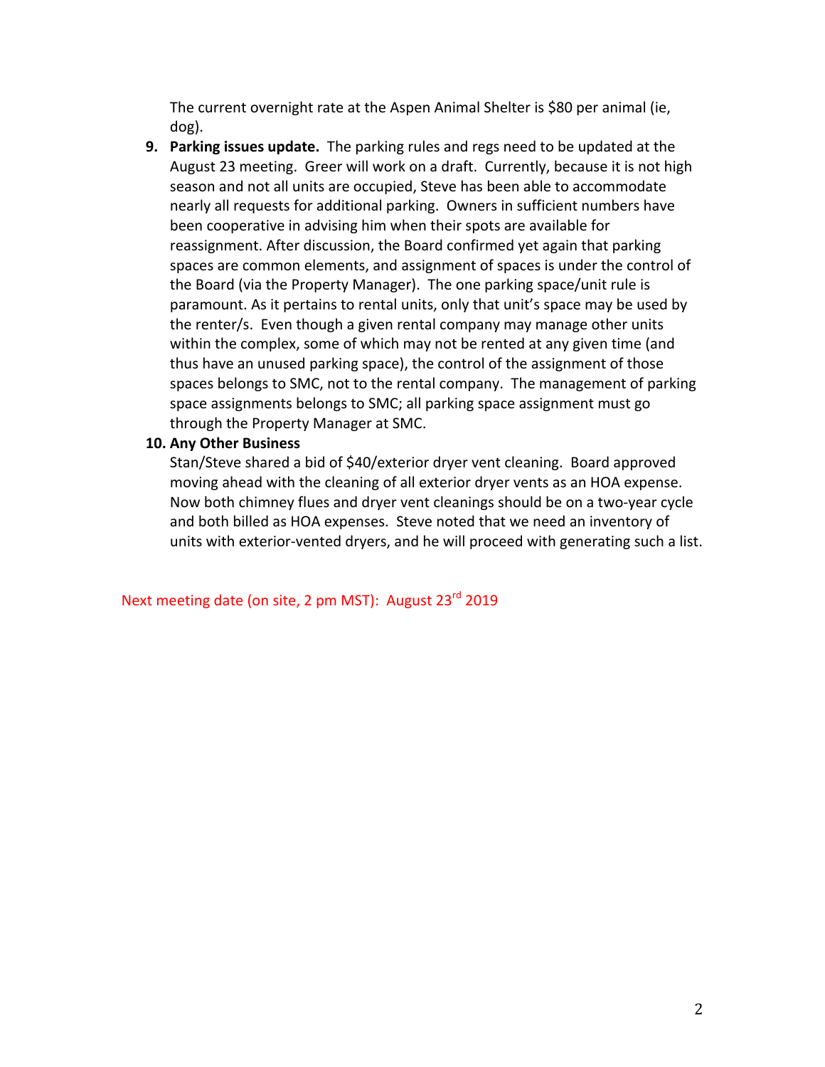The current overnight rate at the Aspen Animal Shelter is $80 per animal (ie, dog).

9. **Parking issues update.** The parking rules and regs need to be updated at the August 23 meeting. Greer will work on a draft. Currently, because it is not high season and not all units are occupied, Steve has been able to accommodate nearly all requests for additional parking. Owners in sufficient numbers have been cooperative in advising him when their spots are available for reassignment. After discussion, the Board confirmed yet again that parking spaces are common elements, and assignment of spaces is under the control of the Board (via the Property Manager). The one parking space/unit rule is paramount. As it pertains to rental units, only that unit's space may be used by the renter/s. Even though a given rental company may manage other units within the complex, some of which may not be rented at any given time (and thus have an unused parking space), the control of the assignment of those spaces belongs to SMC, not to the rental company. The management of parking space assignments belongs to SMC; all parking space assignment must go through the Property Manager at SMC.

10. **Any Other Business**
    Stan/Steve shared a bid of $40/exterior dryer vent cleaning. Board approved moving ahead with the cleaning of all exterior dryer vents as an HOA expense. Now both chimney flues and dryer vent cleanings should be on a two-year cycle and both billed as HOA expenses. Steve noted that we need an inventory of units with exterior-vented dryers, and he will proceed with generating such a list.

Next meeting date (on site, 2 pm MST): August 23rd 2019